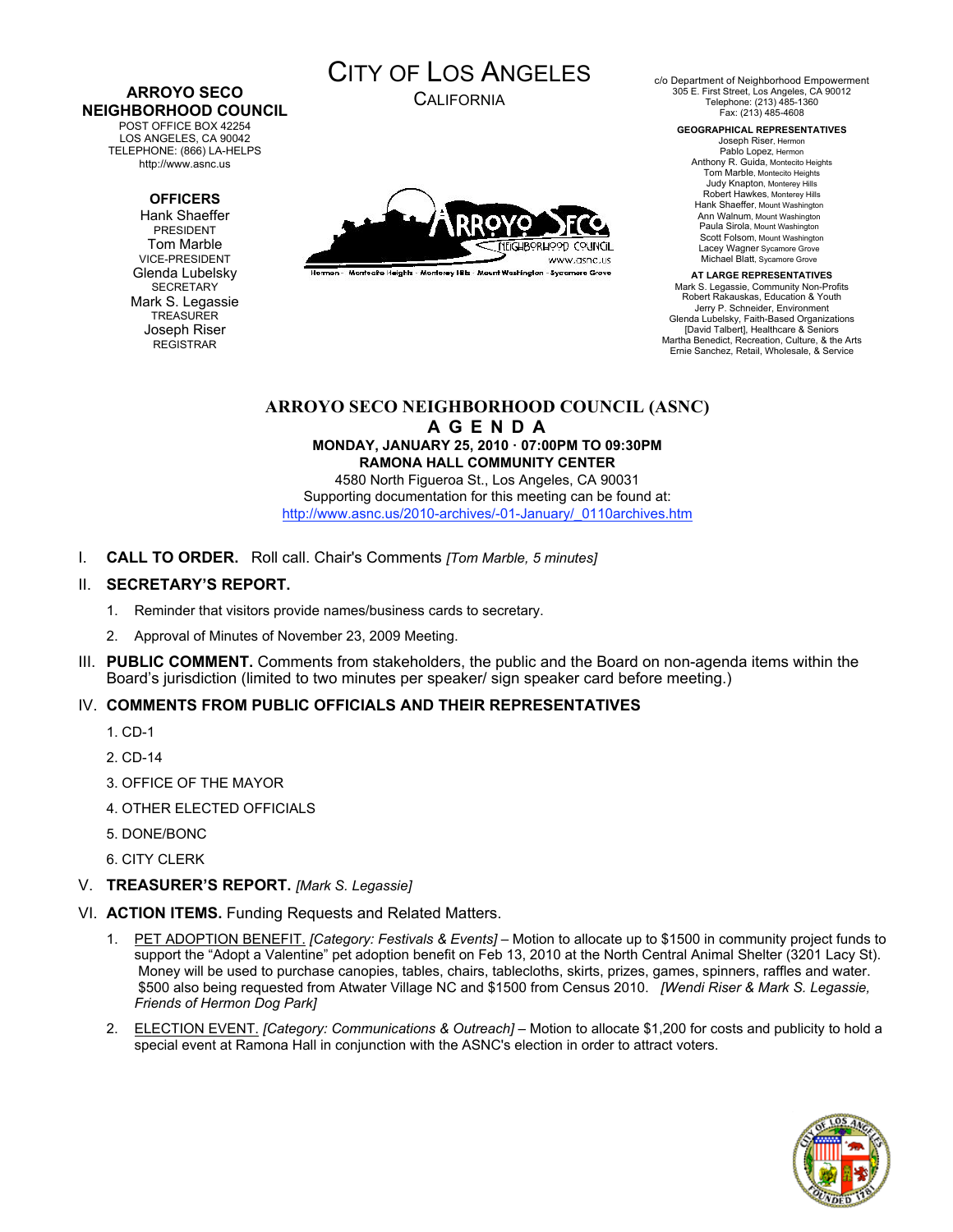**ARROYO SECO NEIGHBORHOOD COUNCIL**
POST OFFICE BOX 42254
LOS ANGELES, CA 90042
TELEPHONE: (866) LA-HELPS
http://www.asnc.us

**OFFICERS**
Hank Shaeffer
PRESIDENT
Tom Marble
VICE-PRESIDENT
Glenda Lubelsky
SECRETARY
Mark S. Legassie
TREASURER
Joseph Riser
REGISTRAR

# CITY OF LOS ANGELES
CALIFORNIA

c/o Department of Neighborhood Empowerment
305 E. First Street, Los Angeles, CA 90012
Telephone: (213) 485-1360
Fax: (213) 485-4608

**GEOGRAPHICAL REPRESENTATIVES**
Joseph Riser, Hermon
Pablo Lopez, Hermon
Anthony R. Guida, Montecito Heights
Tom Marble, Montecito Heights
Judy Knapton, Monterey Hills
Robert Hawkes, Monterey Hills
Hank Shaeffer, Mount Washington
Ann Walnum, Mount Washington
Paula Sirola, Mount Washington
Scott Folsom, Mount Washington
Lacey Wagner Sycamore Grove
Michael Blatt, Sycamore Grove

**AT LARGE REPRESENTATIVES**
Mark S. Legassie, Community Non-Profits
Robert Rakauskas, Education & Youth
Jerry P. Schneider, Environment
Glenda Lubelsky, Faith-Based Organizations
[David Talbert], Healthcare & Seniors
Martha Benedict, Recreation, Culture, & the Arts
Ernie Sanchez, Retail, Wholesale, & Service

## ARROYO SECO NEIGHBORHOOD COUNCIL (ASNC)
## A G E N D A
**MONDAY, JANUARY 25, 2010 · 07:00PM TO 09:30PM**
**RAMONA HALL COMMUNITY CENTER**
4580 North Figueroa St., Los Angeles, CA 90031
Supporting documentation for this meeting can be found at:
http://www.asnc.us/2010-archives/-01-January/_0110archives.htm

I. **CALL TO ORDER.** Roll call. Chair's Comments *[Tom Marble, 5 minutes]*

II. **SECRETARY'S REPORT.**
1. Reminder that visitors provide names/business cards to secretary.
2. Approval of Minutes of November 23, 2009 Meeting.

III. **PUBLIC COMMENT.** Comments from stakeholders, the public and the Board on non-agenda items within the Board's jurisdiction (limited to two minutes per speaker/ sign speaker card before meeting.)

IV. **COMMENTS FROM PUBLIC OFFICIALS AND THEIR REPRESENTATIVES**
1. CD-1
2. CD-14
3. OFFICE OF THE MAYOR
4. OTHER ELECTED OFFICIALS
5. DONE/BONC
6. CITY CLERK

V. **TREASURER'S REPORT.** *[Mark S. Legassie]*

VI. **ACTION ITEMS.** Funding Requests and Related Matters.
1. PET ADOPTION BENEFIT. *[Category: Festivals & Events]* – Motion to allocate up to $1500 in community project funds to support the "Adopt a Valentine" pet adoption benefit on Feb 13, 2010 at the North Central Animal Shelter (3201 Lacy St). Money will be used to purchase canopies, tables, chairs, tablecloths, skirts, prizes, games, spinners, raffles and water. $500 also being requested from Atwater Village NC and $1500 from Census 2010. *[Wendi Riser & Mark S. Legassie, Friends of Hermon Dog Park]*
2. ELECTION EVENT. *[Category: Communications & Outreach]* – Motion to allocate $1,200 for costs and publicity to hold a special event at Ramona Hall in conjunction with the ASNC's election in order to attract voters.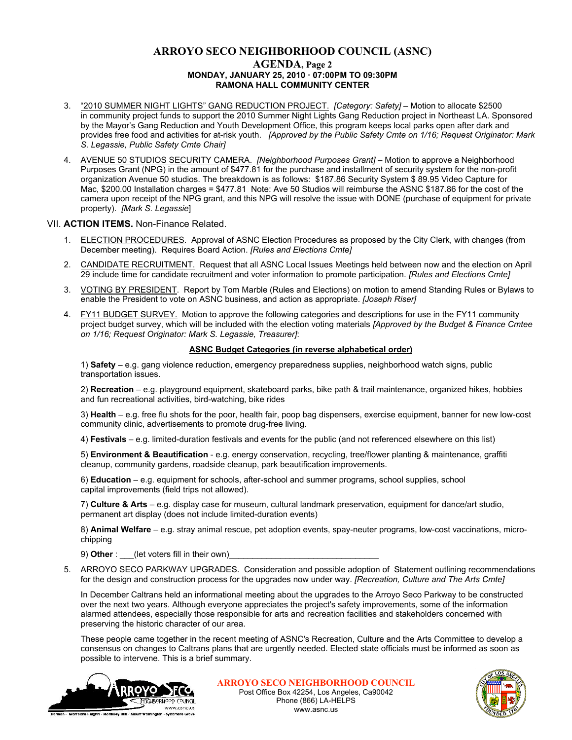3. "2010 SUMMER NIGHT LIGHTS" GANG REDUCTION PROJECT. *[Category: Safety]* – Motion to allocate $2500 in community project funds to support the 2010 Summer Night Lights Gang Reduction project in Northeast LA. Sponsored by the Mayor's Gang Reduction and Youth Development Office, this program keeps local parks open after dark and provides free food and activities for at-risk youth. *[Approved by the Public Safety Cmte on 1/16; Request Originator: Mark S. Legassie, Public Safety Cmte Chair]*

4. AVENUE 50 STUDIOS SECURITY CAMERA. *[Neighborhood Purposes Grant]* – Motion to approve a Neighborhood Purposes Grant (NPG) in the amount of $477.81 for the purchase and installment of security system for the non-profit organization Avenue 50 studios. The breakdown is as follows: $187.86 Security System $ 89.95 Video Capture for Mac, $200.00 Installation charges = $477.81 Note: Ave 50 Studios will reimburse the ASNC $187.86 for the cost of the camera upon receipt of the NPG grant, and this NPG will resolve the issue with DONE (purchase of equipment for private property). *[Mark S. Legassie]*

VII. **ACTION ITEMS.** Non-Finance Related.

1. ELECTION PROCEDURES. Approval of ASNC Election Procedures as proposed by the City Clerk, with changes (from December meeting). Requires Board Action. *[Rules and Elections Cmte]*

2. CANDIDATE RECRUITMENT. Request that all ASNC Local Issues Meetings held between now and the election on April 29 include time for candidate recruitment and voter information to promote participation. *[Rules and Elections Cmte]*

3. VOTING BY PRESIDENT. Report by Tom Marble (Rules and Elections) on motion to amend Standing Rules or Bylaws to enable the President to vote on ASNC business, and action as appropriate. *[Joseph Riser]*

4. FY11 BUDGET SURVEY. Motion to approve the following categories and descriptions for use in the FY11 community project budget survey, which will be included with the election voting materials *[Approved by the Budget & Finance Cmtee on 1/16; Request Originator: Mark S. Legassie, Treasurer]*:

   **ASNC Budget Categories (in reverse alphabetical order)**

   1) **Safety** – e.g. gang violence reduction, emergency preparedness supplies, neighborhood watch signs, public transportation issues.

   2) **Recreation** – e.g. playground equipment, skateboard parks, bike path & trail maintenance, organized hikes, hobbies and fun recreational activities, bird-watching, bike rides

   3) **Health** – e.g. free flu shots for the poor, health fair, poop bag dispensers, exercise equipment, banner for new low-cost community clinic, advertisements to promote drug-free living.

   4) **Festivals** – e.g. limited-duration festivals and events for the public (and not referenced elsewhere on this list)

   5) **Environment & Beautification** - e.g. energy conservation, recycling, tree/flower planting & maintenance, graffiti cleanup, community gardens, roadside cleanup, park beautification improvements.

   6) **Education** – e.g. equipment for schools, after-school and summer programs, school supplies, school capital improvements (field trips not allowed).

   7) **Culture & Arts** – e.g. display case for museum, cultural landmark preservation, equipment for dance/art studio, permanent art display (does not include limited-duration events)

   8) **Animal Welfare** – e.g. stray animal rescue, pet adoption events, spay-neuter programs, low-cost vaccinations, micro-chipping

   9) **Other** : ___(let voters fill in their own)________________________________

5. ARROYO SECO PARKWAY UPGRADES. Consideration and possible adoption of Statement outlining recommendations for the design and construction process for the upgrades now under way. *[Recreation, Culture and The Arts Cmte]*

   In December Caltrans held an informational meeting about the upgrades to the Arroyo Seco Parkway to be constructed over the next two years. Although everyone appreciates the project's safety improvements, some of the information alarmed attendees, especially those responsible for arts and recreation facilities and stakeholders concerned with preserving the historic character of our area.

   These people came together in the recent meeting of ASNC's Recreation, Culture and the Arts Committee to develop a consensus on changes to Caltrans plans that are urgently needed. Elected state officials must be informed as soon as possible to intervene. This is a brief summary.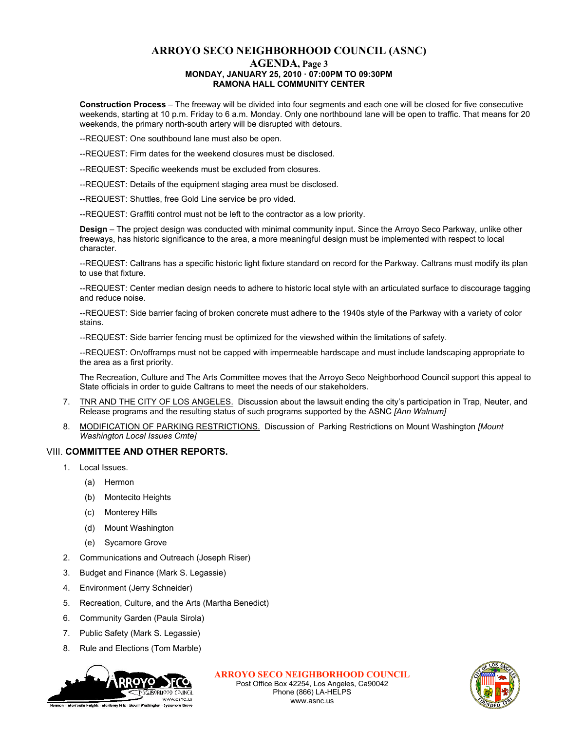**Construction Process** – The freeway will be divided into four segments and each one will be closed for five consecutive weekends, starting at 10 p.m. Friday to 6 a.m. Monday. Only one northbound lane will be open to traffic. That means for 20 weekends, the primary north-south artery will be disrupted with detours.

--REQUEST: One southbound lane must also be open.

--REQUEST: Firm dates for the weekend closures must be disclosed.

--REQUEST: Specific weekends must be excluded from closures.

--REQUEST: Details of the equipment staging area must be disclosed.

--REQUEST: Shuttles, free Gold Line service be pro vided.

--REQUEST: Graffiti control must not be left to the contractor as a low priority.

**Design** – The project design was conducted with minimal community input. Since the Arroyo Seco Parkway, unlike other freeways, has historic significance to the area, a more meaningful design must be implemented with respect to local character.

--REQUEST: Caltrans has a specific historic light fixture standard on record for the Parkway. Caltrans must modify its plan to use that fixture.

--REQUEST: Center median design needs to adhere to historic local style with an articulated surface to discourage tagging and reduce noise.

--REQUEST: Side barrier facing of broken concrete must adhere to the 1940s style of the Parkway with a variety of color stains.

--REQUEST: Side barrier fencing must be optimized for the viewshed within the limitations of safety.

--REQUEST: On/offramps must not be capped with impermeable hardscape and must include landscaping appropriate to the area as a first priority.

The Recreation, Culture and The Arts Committee moves that the Arroyo Seco Neighborhood Council support this appeal to State officials in order to guide Caltrans to meet the needs of our stakeholders.

7. TNR AND THE CITY OF LOS ANGELES. Discussion about the lawsuit ending the city's participation in Trap, Neuter, and Release programs and the resulting status of such programs supported by the ASNC *[Ann Walnum]*
8. MODIFICATION OF PARKING RESTRICTIONS. Discussion of Parking Restrictions on Mount Washington *[Mount Washington Local Issues Cmte]*

## VIII. COMMITTEE AND OTHER REPORTS.

1. Local Issues.
   - (a) Hermon
   - (b) Montecito Heights
   - (c) Monterey Hills
   - (d) Mount Washington
   - (e) Sycamore Grove
2. Communications and Outreach (Joseph Riser)
3. Budget and Finance (Mark S. Legassie)
4. Environment (Jerry Schneider)
5. Recreation, Culture, and the Arts (Martha Benedict)
6. Community Garden (Paula Sirola)
7. Public Safety (Mark S. Legassie)
8. Rule and Elections (Tom Marble)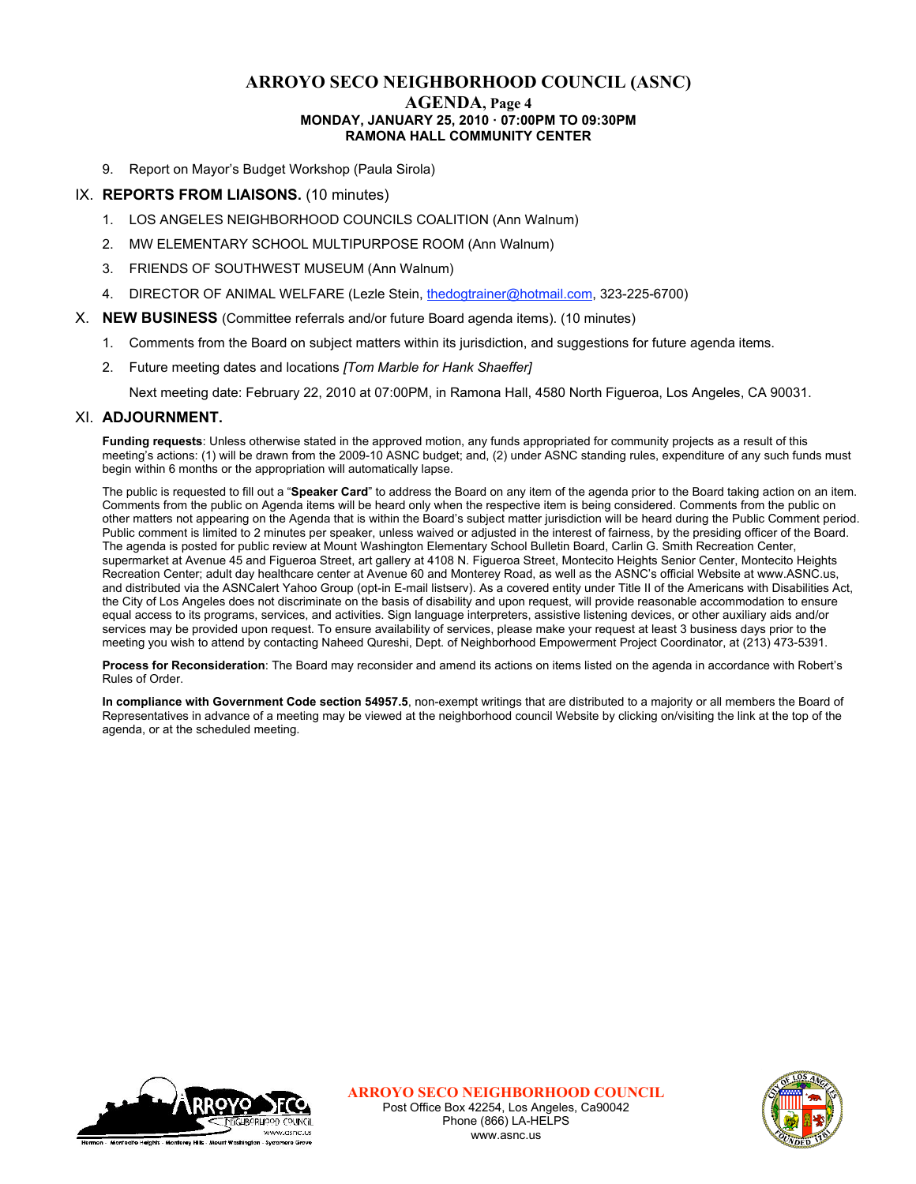9. Report on Mayor's Budget Workshop (Paula Sirola)

## IX. REPORTS FROM LIAISONS. (10 minutes)

1. LOS ANGELES NEIGHBORHOOD COUNCILS COALITION (Ann Walnum)
2. MW ELEMENTARY SCHOOL MULTIPURPOSE ROOM (Ann Walnum)
3. FRIENDS OF SOUTHWEST MUSEUM (Ann Walnum)
4. DIRECTOR OF ANIMAL WELFARE (Lezle Stein, thedogtrainer@hotmail.com, 323-225-6700)

## X. NEW BUSINESS (Committee referrals and/or future Board agenda items). (10 minutes)

1. Comments from the Board on subject matters within its jurisdiction, and suggestions for future agenda items.
2. Future meeting dates and locations *[Tom Marble for Hank Shaeffer]*

   Next meeting date: February 22, 2010 at 07:00PM, in Ramona Hall, 4580 North Figueroa, Los Angeles, CA 90031.

## XI. ADJOURNMENT.

**Funding requests**: Unless otherwise stated in the approved motion, any funds appropriated for community projects as a result of this meeting's actions: (1) will be drawn from the 2009-10 ASNC budget; and, (2) under ASNC standing rules, expenditure of any such funds must begin within 6 months or the appropriation will automatically lapse.

The public is requested to fill out a "**Speaker Card**" to address the Board on any item of the agenda prior to the Board taking action on an item. Comments from the public on Agenda items will be heard only when the respective item is being considered. Comments from the public on other matters not appearing on the Agenda that is within the Board's subject matter jurisdiction will be heard during the Public Comment period. Public comment is limited to 2 minutes per speaker, unless waived or adjusted in the interest of fairness, by the presiding officer of the Board. The agenda is posted for public review at Mount Washington Elementary School Bulletin Board, Carlin G. Smith Recreation Center, supermarket at Avenue 45 and Figueroa Street, art gallery at 4108 N. Figueroa Street, Montecito Heights Senior Center, Montecito Heights Recreation Center; adult day healthcare center at Avenue 60 and Monterey Road, as well as the ASNC's official Website at www.ASNC.us, and distributed via the ASNCalert Yahoo Group (opt-in E-mail listserv). As a covered entity under Title II of the Americans with Disabilities Act, the City of Los Angeles does not discriminate on the basis of disability and upon request, will provide reasonable accommodation to ensure equal access to its programs, services, and activities. Sign language interpreters, assistive listening devices, or other auxiliary aids and/or services may be provided upon request. To ensure availability of services, please make your request at least 3 business days prior to the meeting you wish to attend by contacting Naheed Qureshi, Dept. of Neighborhood Empowerment Project Coordinator, at (213) 473-5391.

**Process for Reconsideration**: The Board may reconsider and amend its actions on items listed on the agenda in accordance with Robert's Rules of Order.

**In compliance with Government Code section 54957.5**, non-exempt writings that are distributed to a majority or all members the Board of Representatives in advance of a meeting may be viewed at the neighborhood council Website by clicking on/visiting the link at the top of the agenda, or at the scheduled meeting.